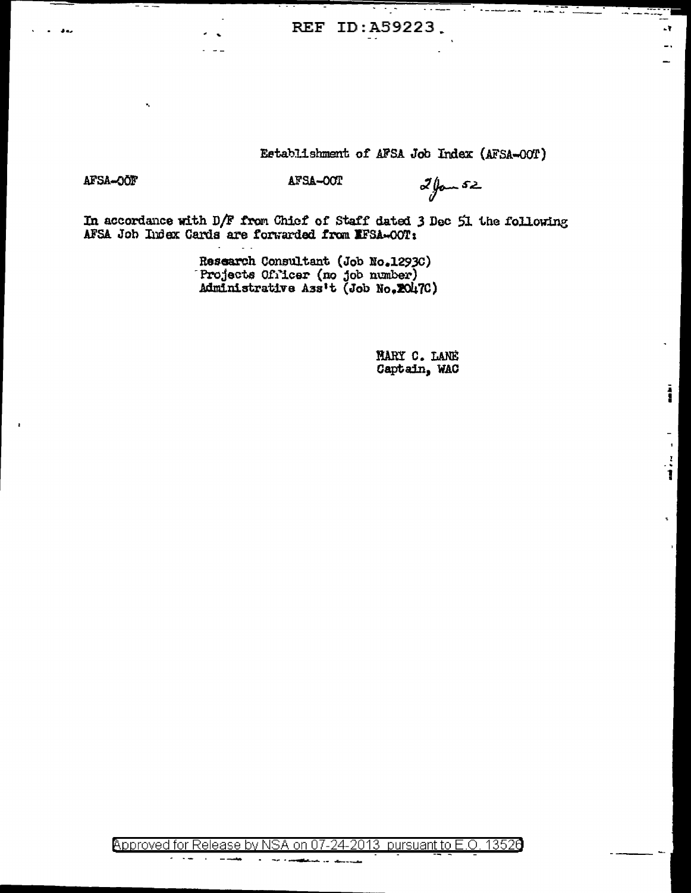Establishment of AFSA Job Index (AFSA-OOT)

AFSA-OOF

AFSA-OOT

2 Jan 52

In accordance with D/F from Chief of Staff dated 3 Dec 51 the following AFSA Job Index Cards are forwarded from AFSA-OOT:

Research Consultant (Job No.1293C)
Projects Officer (no job number)
Administrative Ass't (Job No.2047C)

MARY C. LANE
Captain, WAC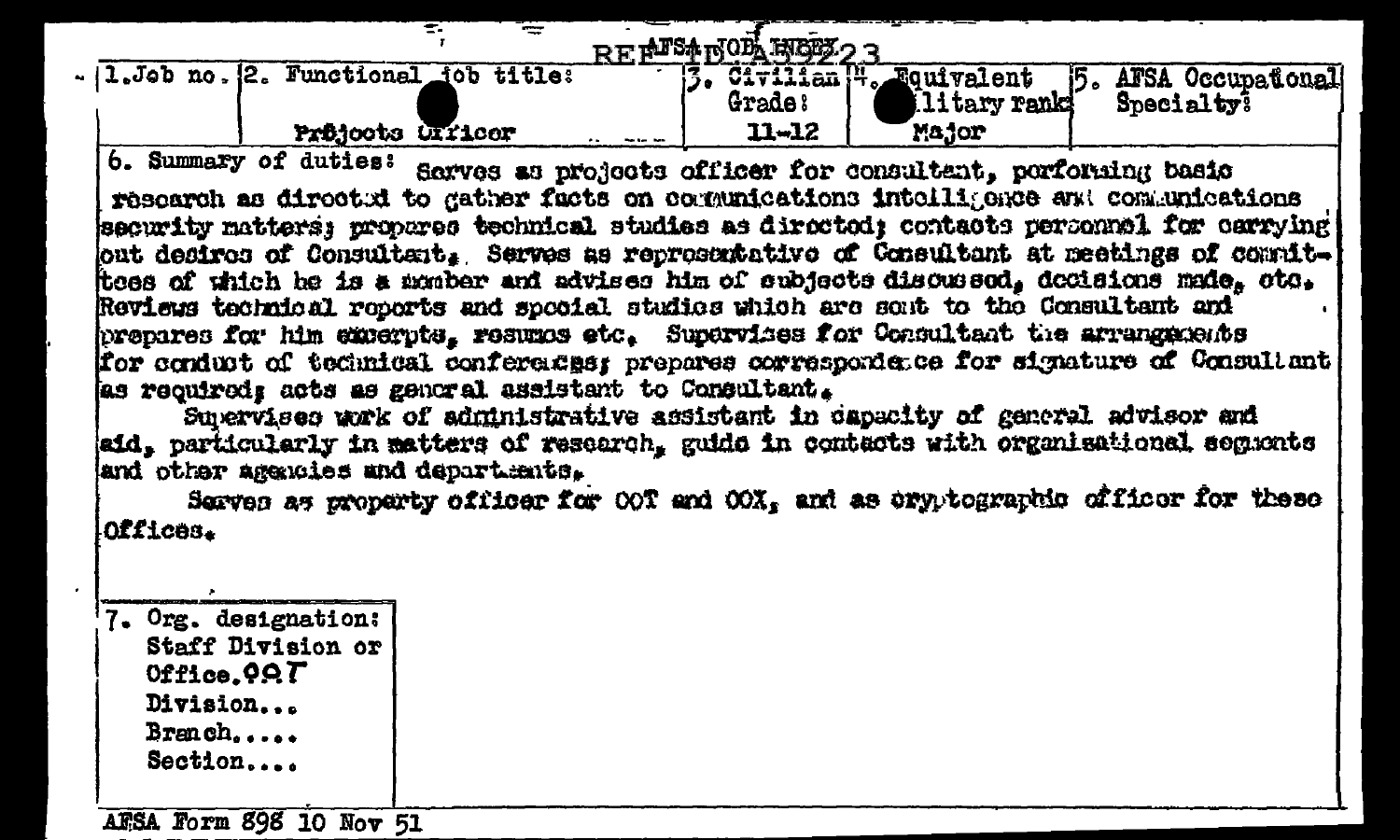REF ID:A59223

AFSA JOB INDEX

| 1. Job no. | 2. Functional job title: | 3. Civilian Grade: | 4. Equivalent military rank: | 5. AFSA Occupational Specialty: |
|---|---|---|---|---|
| | Projects Officer | 11-12 | Major | |

6. Summary of duties: Serves as projects officer for consultant, performing basic research as directed to gather facts on communications intelligence and communications security matters; prepares technical studies as directed; contacts personnel for carrying out desires of Consultant. Serves as representative of Consultant at meetings of committees of which he is a member and advises him of subjects discussed, decisions made, etc. Reviews technical reports and special studies which are sent to the Consultant and prepares for him excerpts, resumes etc. Supervises for Consultant the arrangements for conduct of technical conferences; prepares correspondence for signature of Consultant as required; acts as general assistant to Consultant.

Supervises work of administrative assistant in capacity of general advisor and aid, particularly in matters of research, guide in contacts with organisational segments and other agencies and departments.

Serves as property officer for OOT and OOX, and as cryptographic officer for these Offices.

7. Org. designation:
Staff Division or Office. OOT
Division...
Branch.....
Section....

AFSA Form 898 10 Nov 51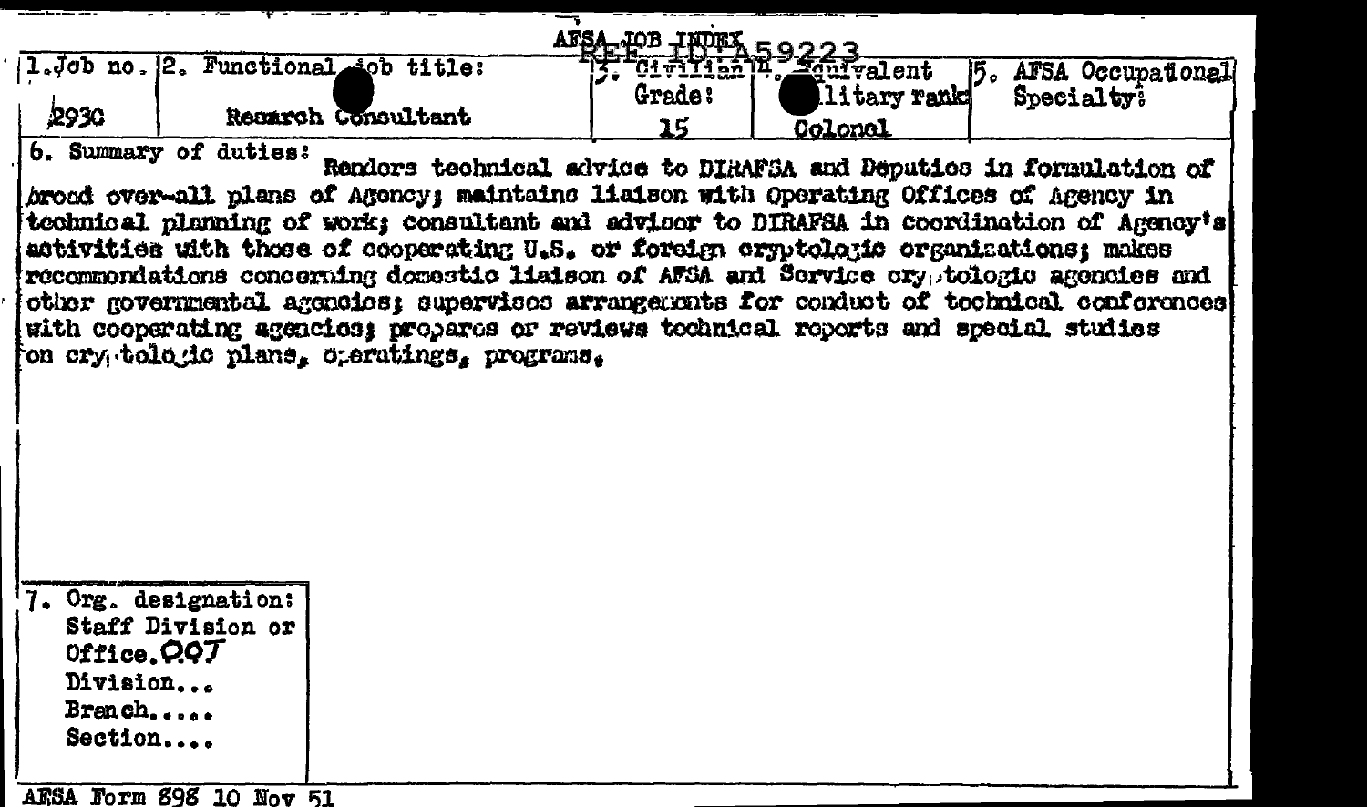AFSA JOB INDEX

REF ID:A59223

| 1. Job no. | 2. Functional job title: | 3. Civilian Grade: | 4. Equivalent military rank: | 5. AFSA Occupational Specialty: |
|---|---|---|---|---|
| 2930 | Research Consultant | 15 | Colonel | |

6. Summary of duties: Renders technical advice to DIRAFSA and Deputies in formulation of broad over-all plans of Agency; maintains liaison with Operating Offices of Agency in technical planning of work; consultant and advisor to DIRAFSA in coordination of Agency's activities with those of cooperating U.S. or foreign cryptologic organizations; makes recommendations concerning domestic liaison of AFSA and Service cryptologic agencies and other governmental agencies; supervises arrangements for conduct of technical conferences with cooperating agencies; prepares or reviews technical reports and special studies on cryptologic plans, operatings, programs.

7. Org. designation:
Staff Division or Office. 00T
Division...
Branch.....
Section....

AFSA Form 898 10 Nov 51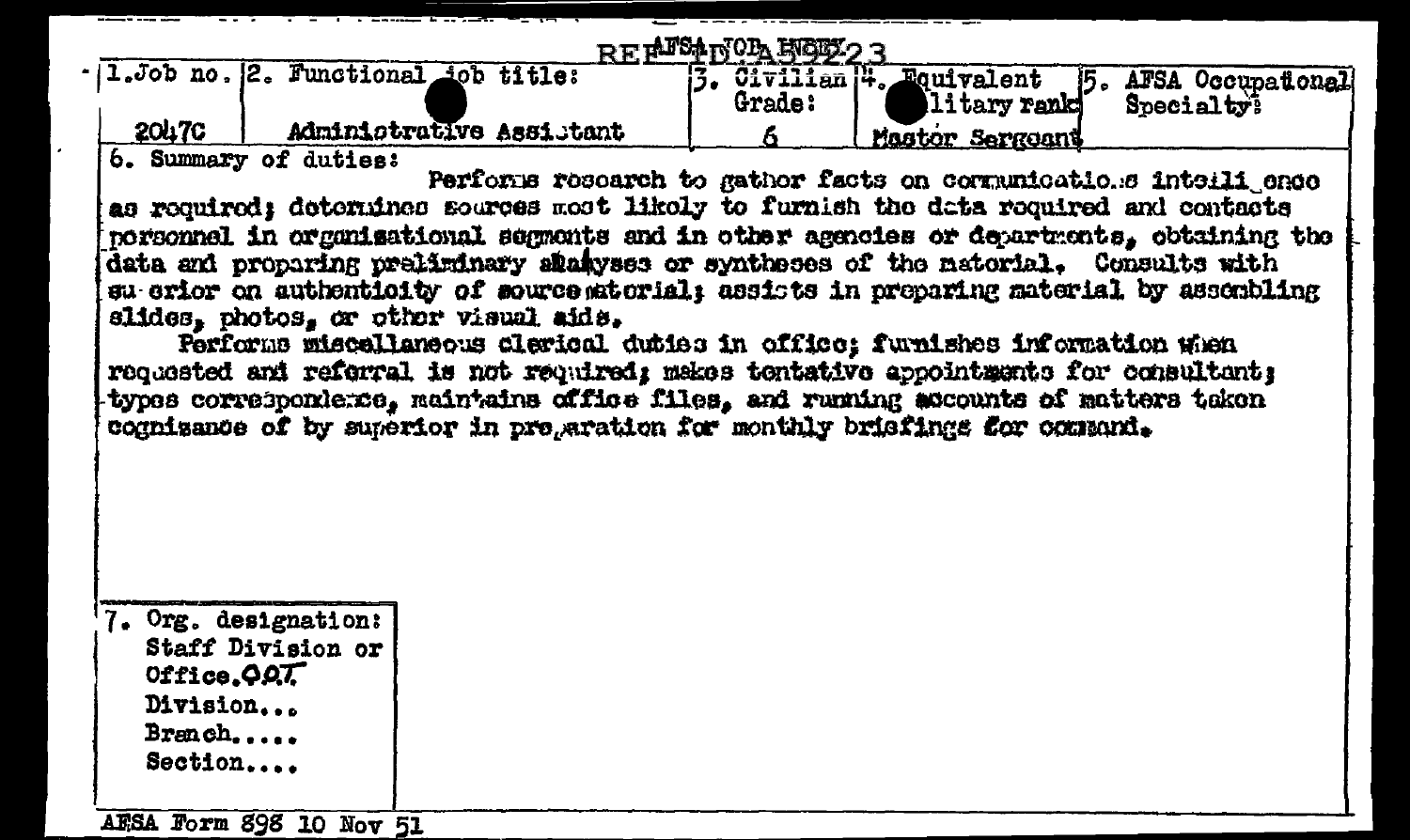REF ID:A59223

AFSA JOB INDEX

| 1. Job no. | 2. Functional job title: | 3. Civilian Grade: | 4. Equivalent Military rank: | 5. AFSA Occupational Specialty: |
|---|---|---|---|---|
| 2047C | Administrative Assistant | 6 | Master Sergeant | |

6. Summary of duties:

Performs research to gather facts on communications intelligence as required; determines sources most likely to furnish the data required and contacts personnel in organizational segments and in other agencies or departments, obtaining the data and preparing preliminary analyses or syntheses of the material. Consults with superior on authenticity of source material; assists in preparing material by assembling slides, photos, or other visual aids.

Performs miscellaneous clerical duties in office; furnishes information when requested and referral is not required; makes tentative appointments for consultant; types correspondence, maintains office files, and running accounts of matters taken cognizance of by superior in preparation for monthly briefings for command.

7. Org. designation:
Staff Division or Office..OAT
Division...
Branch.....
Section....

AFSA Form 898 10 Nov 51